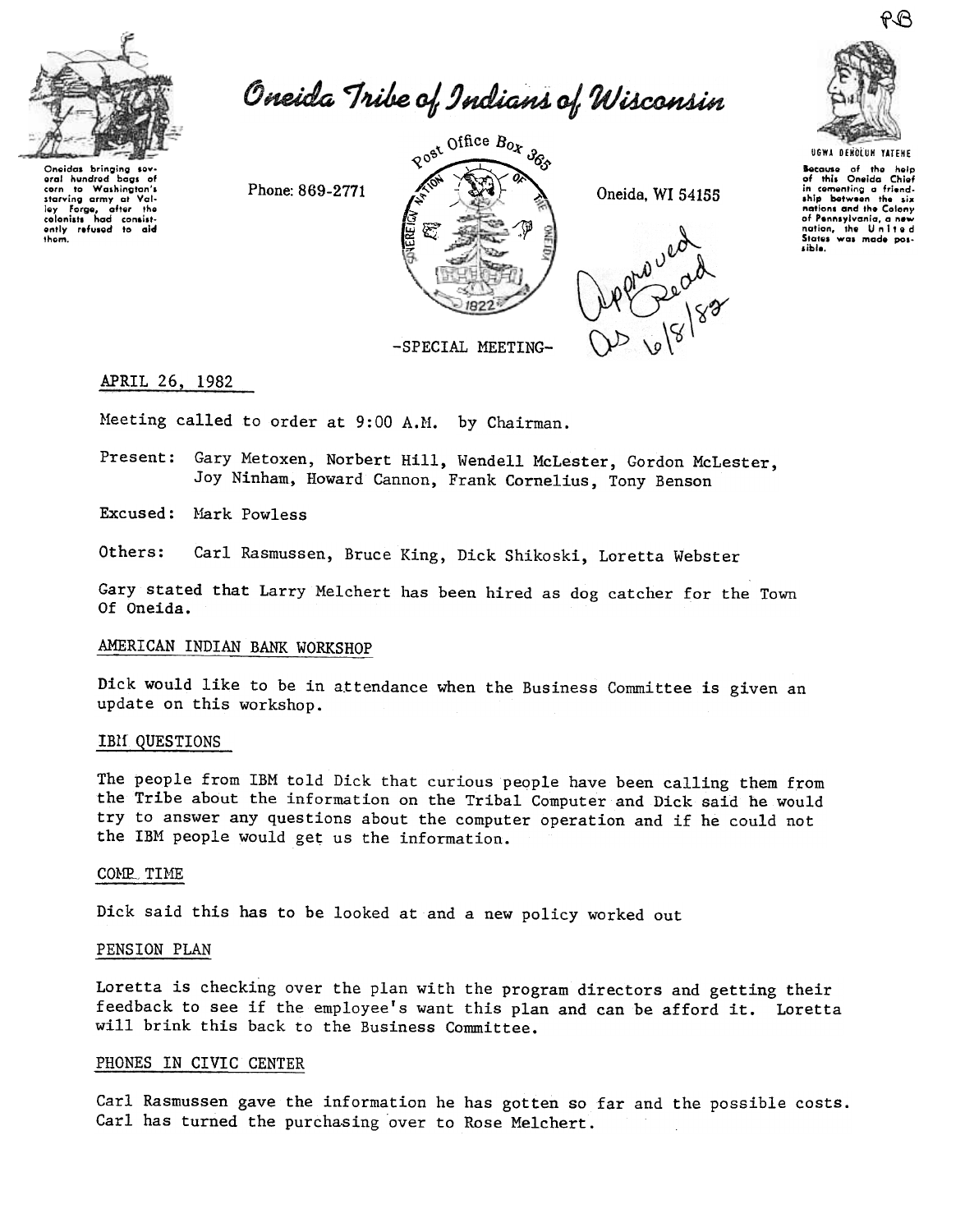# Oneida Tribe of Indians of Wisconsin

Oneidas bringing several hundred bags of corn to Washington's starving army at Valley Forge, after the colonists had consistently refused to aid them.

Phone: 869-2771

Post Office Box 365

Oneida, WI 54155

UGWA DEHOLUH YATEHE

Because of the help of this Oneida Chief in cementing a friendship between the six nations and the Colony of Pennsylvania, a new nation, the United States was made possible.

Approved As Read 6/8/82

-SPECIAL MEETING-

APRIL 26, 1982

Meeting called to order at 9:00 A.M. by Chairman.

Present: Gary Metoxen, Norbert Hill, Wendell McLester, Gordon McLester, Joy Ninham, Howard Cannon, Frank Cornelius, Tony Benson

Excused: Mark Powless

Others: Carl Rasmussen, Bruce King, Dick Shikoski, Loretta Webster

Gary stated that Larry Melchert has been hired as dog catcher for the Town Of Oneida.

## AMERICAN INDIAN BANK WORKSHOP

Dick would like to be in attendance when the Business Committee is given an update on this workshop.

## IBM QUESTIONS

The people from IBM told Dick that curious people have been calling them from the Tribe about the information on the Tribal Computer and Dick said he would try to answer any questions about the computer operation and if he could not the IBM people would get us the information.

## COMP. TIME

Dick said this has to be looked at and a new policy worked out

## PENSION PLAN

Loretta is checking over the plan with the program directors and getting their feedback to see if the employee's want this plan and can be afford it. Loretta will brink this back to the Business Committee.

## PHONES IN CIVIC CENTER

Carl Rasmussen gave the information he has gotten so far and the possible costs. Carl has turned the purchasing over to Rose Melchert.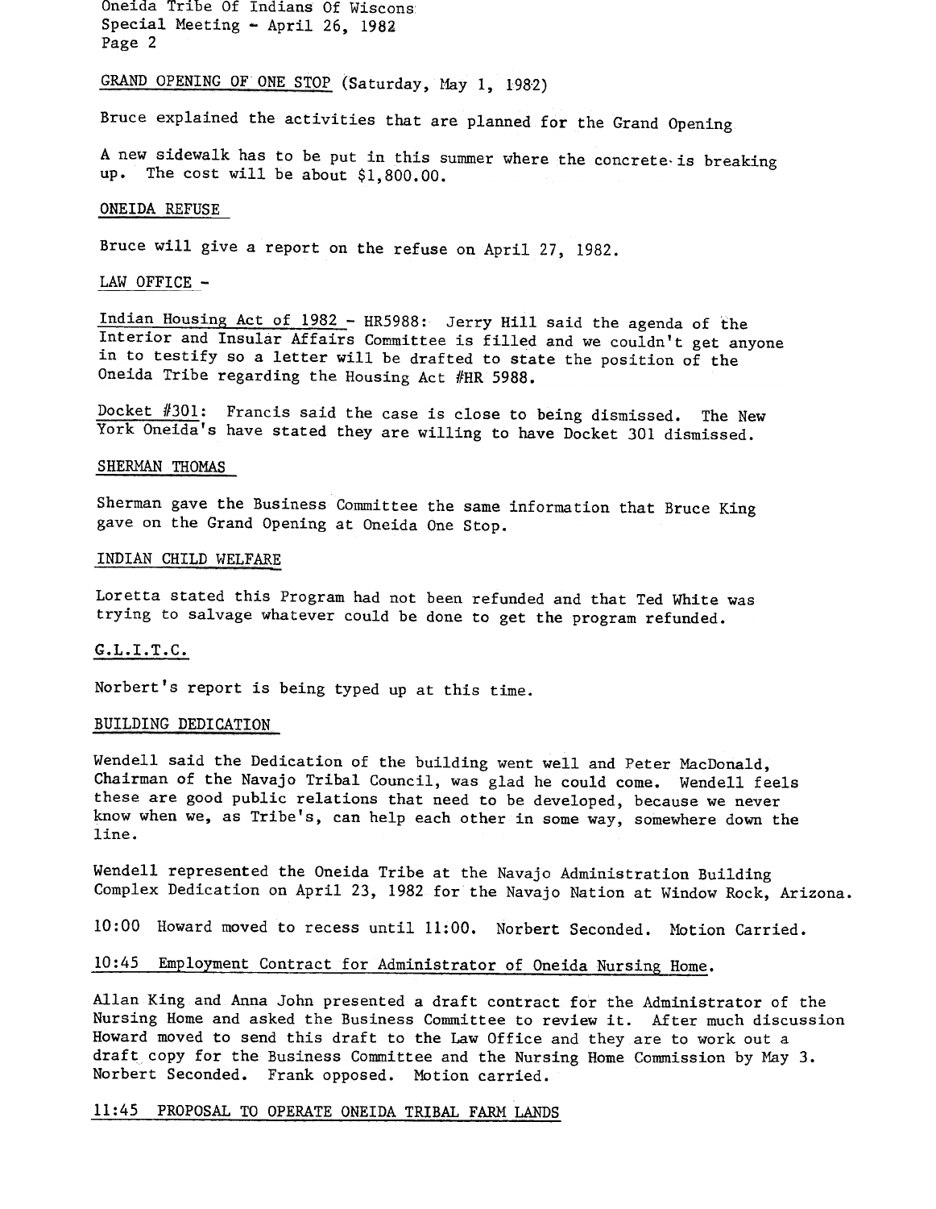GRAND OPENING OF ONE STOP (Saturday, May 1, 1982)

Bruce explained the activities that are planned for the Grand Opening

A new sidewalk has to be put in this summer where the concrete is breaking up. The cost will be about $1,800.00.

ONEIDA REFUSE

Bruce will give a report on the refuse on April 27, 1982.

LAW OFFICE -

Indian Housing Act of 1982 - HR5988: Jerry Hill said the agenda of the Interior and Insular Affairs Committee is filled and we couldn't get anyone in to testify so a letter will be drafted to state the position of the Oneida Tribe regarding the Housing Act #HR 5988.

Docket #301: Francis said the case is close to being dismissed. The New York Oneida's have stated they are willing to have Docket 301 dismissed.

SHERMAN THOMAS

Sherman gave the Business Committee the same information that Bruce King gave on the Grand Opening at Oneida One Stop.

INDIAN CHILD WELFARE

Loretta stated this Program had not been refunded and that Ted White was trying to salvage whatever could be done to get the program refunded.

G.L.I.T.C.

Norbert's report is being typed up at this time.

BUILDING DEDICATION

Wendell said the Dedication of the building went well and Peter MacDonald, Chairman of the Navajo Tribal Council, was glad he could come. Wendell feels these are good public relations that need to be developed, because we never know when we, as Tribe's, can help each other in some way, somewhere down the line.

Wendell represented the Oneida Tribe at the Navajo Administration Building Complex Dedication on April 23, 1982 for the Navajo Nation at Window Rock, Arizona.

10:00 Howard moved to recess until 11:00. Norbert Seconded. Motion Carried.

10:45 Employment Contract for Administrator of Oneida Nursing Home.

Allan King and Anna John presented a draft contract for the Administrator of the Nursing Home and asked the Business Committee to review it. After much discussion Howard moved to send this draft to the Law Office and they are to work out a draft copy for the Business Committee and the Nursing Home Commission by May 3. Norbert Seconded. Frank opposed. Motion carried.

11:45 PROPOSAL TO OPERATE ONEIDA TRIBAL FARM LANDS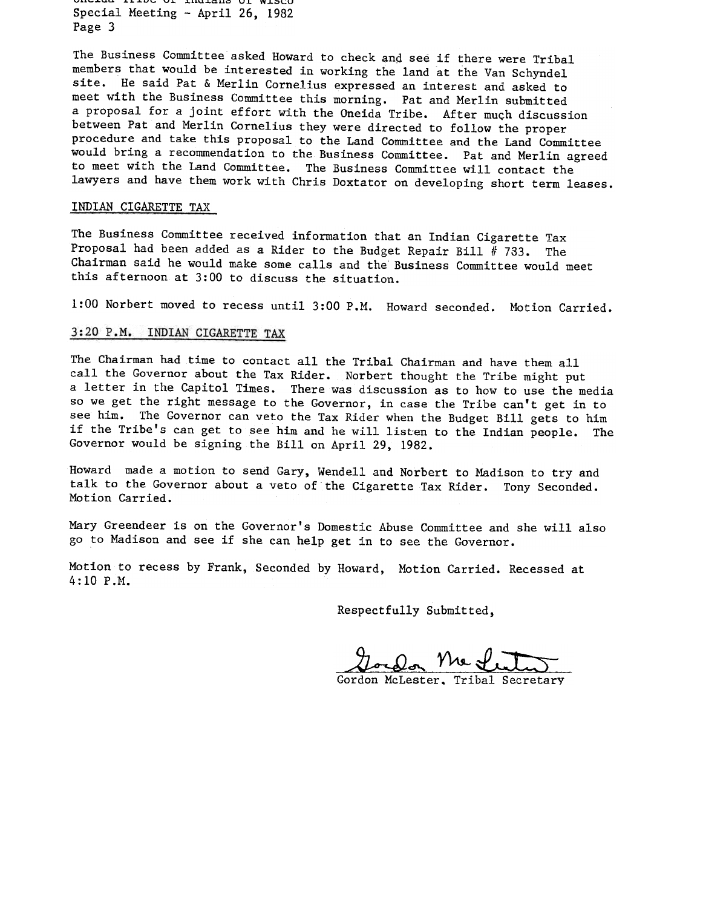The Business Committee asked Howard to check and see if there were Tribal members that would be interested in working the land at the Van Schyndel site. He said Pat & Merlin Cornelius expressed an interest and asked to meet with the Business Committee this morning. Pat and Merlin submitted a proposal for a joint effort with the Oneida Tribe. After much discussion between Pat and Merlin Cornelius they were directed to follow the proper procedure and take this proposal to the Land Committee and the Land Committee would bring a recommendation to the Business Committee. Pat and Merlin agreed to meet with the Land Committee. The Business Committee will contact the lawyers and have them work with Chris Doxtator on developing short term leases.

INDIAN CIGARETTE TAX

The Business Committee received information that an Indian Cigarette Tax Proposal had been added as a Rider to the Budget Repair Bill # 733. The Chairman said he would make some calls and the Business Committee would meet this afternoon at 3:00 to discuss the situation.

1:00 Norbert moved to recess until 3:00 P.M. Howard seconded. Motion Carried.

3:20 P.M. INDIAN CIGARETTE TAX

The Chairman had time to contact all the Tribal Chairman and have them all call the Governor about the Tax Rider. Norbert thought the Tribe might put a letter in the Capitol Times. There was discussion as to how to use the media so we get the right message to the Governor, in case the Tribe can't get in to see him. The Governor can veto the Tax Rider when the Budget Bill gets to him if the Tribe's can get to see him and he will listen to the Indian people. The Governor would be signing the Bill on April 29, 1982.

Howard made a motion to send Gary, Wendell and Norbert to Madison to try and talk to the Governor about a veto of the Cigarette Tax Rider. Tony Seconded. Motion Carried.

Mary Greendeer is on the Governor's Domestic Abuse Committee and she will also go to Madison and see if she can help get in to see the Governor.

Motion to recess by Frank, Seconded by Howard, Motion Carried. Recessed at 4:10 P.M.

Respectfully Submitted,

Gordon McLester

Gordon McLester, Tribal Secretary